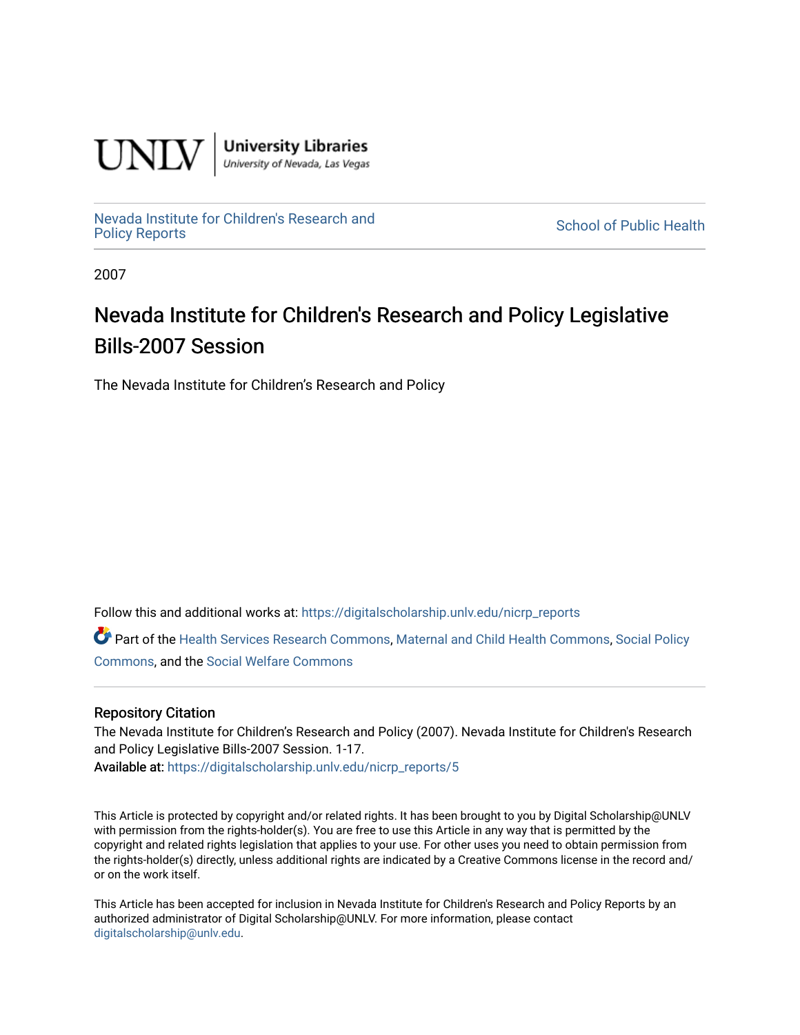UNLV | University Libraries
University of Nevada, Las Vegas

Nevada Institute for Children's Research and Policy Reports

School of Public Health

2007

# Nevada Institute for Children's Research and Policy Legislative Bills-2007 Session

The Nevada Institute for Children's Research and Policy

Follow this and additional works at: https://digitalscholarship.unlv.edu/nicrp_reports

Part of the Health Services Research Commons, Maternal and Child Health Commons, Social Policy Commons, and the Social Welfare Commons

## Repository Citation

The Nevada Institute for Children's Research and Policy (2007). Nevada Institute for Children's Research and Policy Legislative Bills-2007 Session. 1-17.

Available at: https://digitalscholarship.unlv.edu/nicrp_reports/5

This Article is protected by copyright and/or related rights. It has been brought to you by Digital Scholarship@UNLV with permission from the rights-holder(s). You are free to use this Article in any way that is permitted by the copyright and related rights legislation that applies to your use. For other uses you need to obtain permission from the rights-holder(s) directly, unless additional rights are indicated by a Creative Commons license in the record and/or on the work itself.

This Article has been accepted for inclusion in Nevada Institute for Children's Research and Policy Reports by an authorized administrator of Digital Scholarship@UNLV. For more information, please contact digitalscholarship@unlv.edu.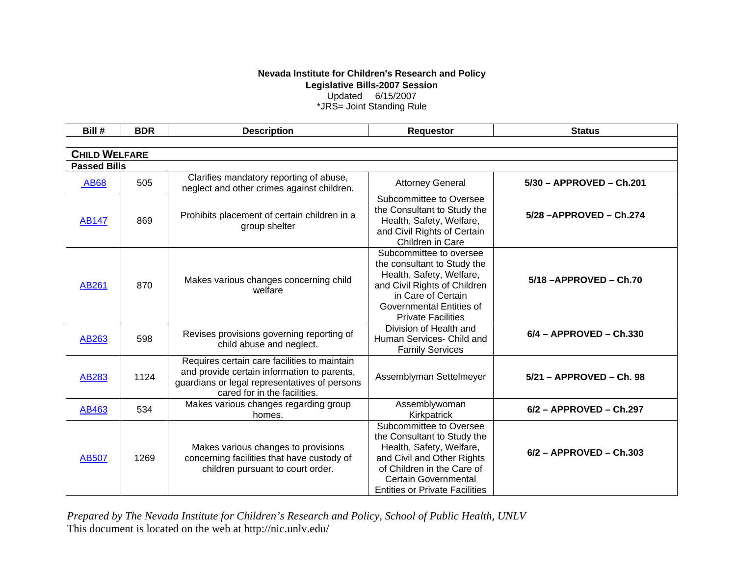**Nevada Institute for Children's Research and Policy**
**Legislative Bills-2007 Session**
Updated 6/15/2007
*JRS= Joint Standing Rule

| Bill # | BDR | Description | Requestor | Status |
|---|---|---|---|---|
| **CHILD WELFARE** | | | | |
| **Passed Bills** | | | | |
| AB68 | 505 | Clarifies mandatory reporting of abuse, neglect and other crimes against children. | Attorney General | **5/30 – APPROVED – Ch.201** |
| AB147 | 869 | Prohibits placement of certain children in a group shelter | Subcommittee to Oversee the Consultant to Study the Health, Safety, Welfare, and Civil Rights of Certain Children in Care | **5/28 –APPROVED – Ch.274** |
| AB261 | 870 | Makes various changes concerning child welfare | Subcommittee to oversee the consultant to Study the Health, Safety, Welfare, and Civil Rights of Children in Care of Certain Governmental Entities of Private Facilities | **5/18 –APPROVED – Ch.70** |
| AB263 | 598 | Revises provisions governing reporting of child abuse and neglect. | Division of Health and Human Services- Child and Family Services | **6/4 – APPROVED – Ch.330** |
| AB283 | 1124 | Requires certain care facilities to maintain and provide certain information to parents, guardians or legal representatives of persons cared for in the facilities. | Assemblyman Settelmeyer | **5/21 – APPROVED – Ch. 98** |
| AB463 | 534 | Makes various changes regarding group homes. | Assemblywoman Kirkpatrick | **6/2 – APPROVED – Ch.297** |
| AB507 | 1269 | Makes various changes to provisions concerning facilities that have custody of children pursuant to court order. | Subcommittee to Oversee the Consultant to Study the Health, Safety, Welfare, and Civil and Other Rights of Children in the Care of Certain Governmental Entities or Private Facilities | **6/2 – APPROVED – Ch.303** |

*Prepared by The Nevada Institute for Children's Research and Policy, School of Public Health, UNLV*
This document is located on the web at http://nic.unlv.edu/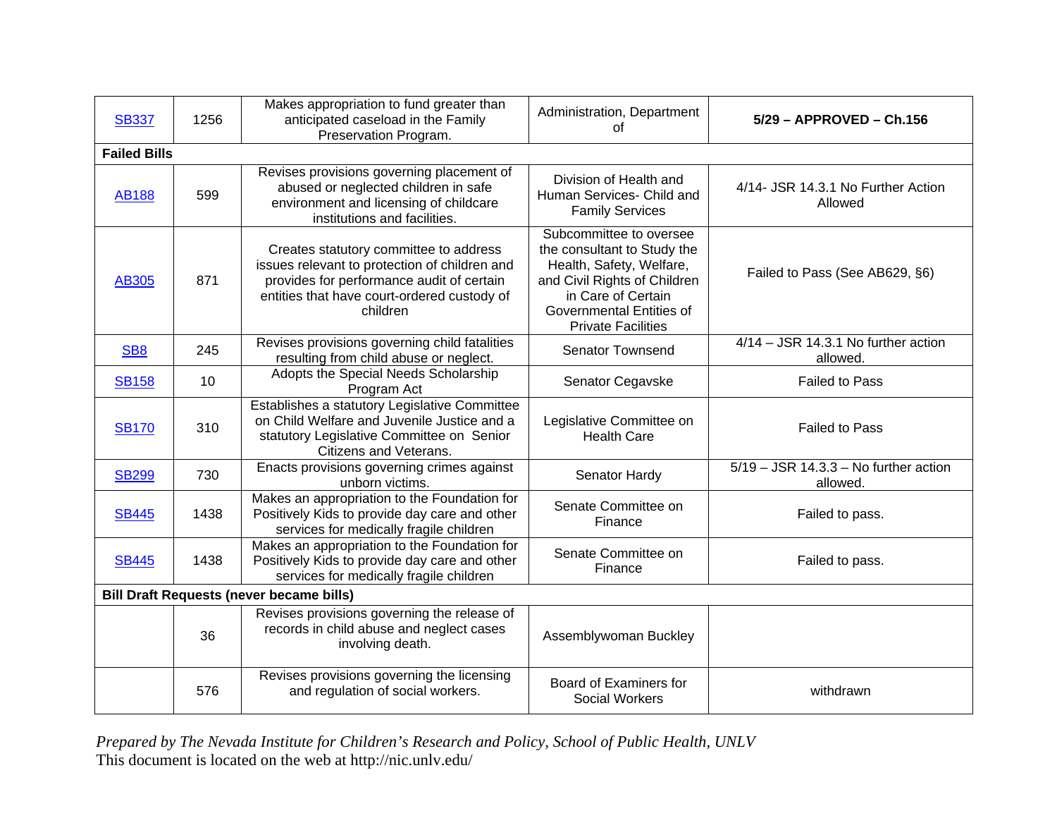| | | | | |
|---|---|---|---|---|
| SB337 | 1256 | Makes appropriation to fund greater than anticipated caseload in the Family Preservation Program. | Administration, Department of | **5/29 – APPROVED – Ch.156** |
| **Failed Bills** | | | | |
| AB188 | 599 | Revises provisions governing placement of abused or neglected children in safe environment and licensing of childcare institutions and facilities. | Division of Health and Human Services- Child and Family Services | 4/14- JSR 14.3.1 No Further Action Allowed |
| AB305 | 871 | Creates statutory committee to address issues relevant to protection of children and provides for performance audit of certain entities that have court-ordered custody of children | Subcommittee to oversee the consultant to Study the Health, Safety, Welfare, and Civil Rights of Children in Care of Certain Governmental Entities of Private Facilities | Failed to Pass (See AB629, §6) |
| SB8 | 245 | Revises provisions governing child fatalities resulting from child abuse or neglect. | Senator Townsend | 4/14 – JSR 14.3.1 No further action allowed. |
| SB158 | 10 | Adopts the Special Needs Scholarship Program Act | Senator Cegavske | Failed to Pass |
| SB170 | 310 | Establishes a statutory Legislative Committee on Child Welfare and Juvenile Justice and a statutory Legislative Committee on Senior Citizens and Veterans. | Legislative Committee on Health Care | Failed to Pass |
| SB299 | 730 | Enacts provisions governing crimes against unborn victims. | Senator Hardy | 5/19 – JSR 14.3.3 – No further action allowed. |
| SB445 | 1438 | Makes an appropriation to the Foundation for Positively Kids to provide day care and other services for medically fragile children | Senate Committee on Finance | Failed to pass. |
| SB445 | 1438 | Makes an appropriation to the Foundation for Positively Kids to provide day care and other services for medically fragile children | Senate Committee on Finance | Failed to pass. |
| **Bill Draft Requests (never became bills)** | | | | |
| | 36 | Revises provisions governing the release of records in child abuse and neglect cases involving death. | Assemblywoman Buckley | |
| | 576 | Revises provisions governing the licensing and regulation of social workers. | Board of Examiners for Social Workers | withdrawn |

*Prepared by The Nevada Institute for Children's Research and Policy, School of Public Health, UNLV*
This document is located on the web at http://nic.unlv.edu/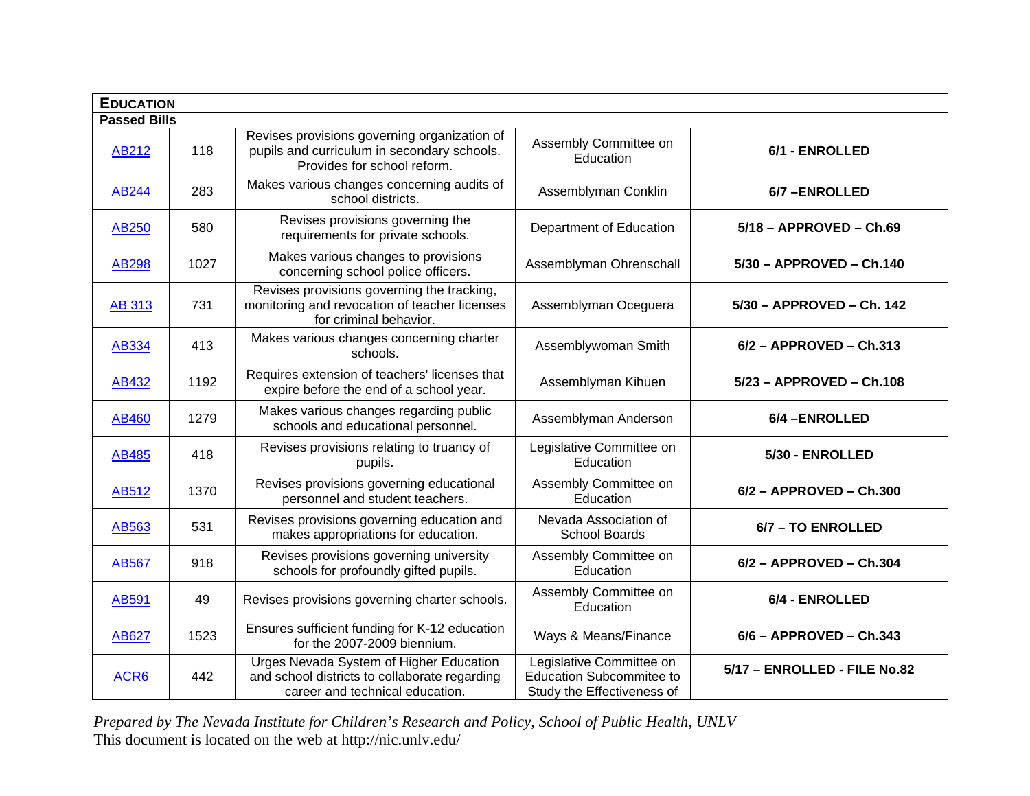| **EDUCATION** | | | | |
|---|---|---|---|---|
| **Passed Bills** | | | | |
| AB212 | 118 | Revises provisions governing organization of pupils and curriculum in secondary schools. Provides for school reform. | Assembly Committee on Education | **6/1 - ENROLLED** |
| AB244 | 283 | Makes various changes concerning audits of school districts. | Assemblyman Conklin | **6/7 –ENROLLED** |
| AB250 | 580 | Revises provisions governing the requirements for private schools. | Department of Education | **5/18 – APPROVED – Ch.69** |
| AB298 | 1027 | Makes various changes to provisions concerning school police officers. | Assemblyman Ohrenschall | **5/30 – APPROVED – Ch.140** |
| AB 313 | 731 | Revises provisions governing the tracking, monitoring and revocation of teacher licenses for criminal behavior. | Assemblyman Oceguera | **5/30 – APPROVED – Ch. 142** |
| AB334 | 413 | Makes various changes concerning charter schools. | Assemblywoman Smith | **6/2 – APPROVED – Ch.313** |
| AB432 | 1192 | Requires extension of teachers' licenses that expire before the end of a school year. | Assemblyman Kihuen | **5/23 – APPROVED – Ch.108** |
| AB460 | 1279 | Makes various changes regarding public schools and educational personnel. | Assemblyman Anderson | **6/4 –ENROLLED** |
| AB485 | 418 | Revises provisions relating to truancy of pupils. | Legislative Committee on Education | **5/30 - ENROLLED** |
| AB512 | 1370 | Revises provisions governing educational personnel and student teachers. | Assembly Committee on Education | **6/2 – APPROVED – Ch.300** |
| AB563 | 531 | Revises provisions governing education and makes appropriations for education. | Nevada Association of School Boards | **6/7 – TO ENROLLED** |
| AB567 | 918 | Revises provisions governing university schools for profoundly gifted pupils. | Assembly Committee on Education | **6/2 – APPROVED – Ch.304** |
| AB591 | 49 | Revises provisions governing charter schools. | Assembly Committee on Education | **6/4 - ENROLLED** |
| AB627 | 1523 | Ensures sufficient funding for K-12 education for the 2007-2009 biennium. | Ways & Means/Finance | **6/6 – APPROVED – Ch.343** |
| ACR6 | 442 | Urges Nevada System of Higher Education and school districts to collaborate regarding career and technical education. | Legislative Committee on Education Subcommitee to Study the Effectiveness of | **5/17 – ENROLLED - FILE No.82** |

*Prepared by The Nevada Institute for Children's Research and Policy, School of Public Health, UNLV*
This document is located on the web at http://nic.unlv.edu/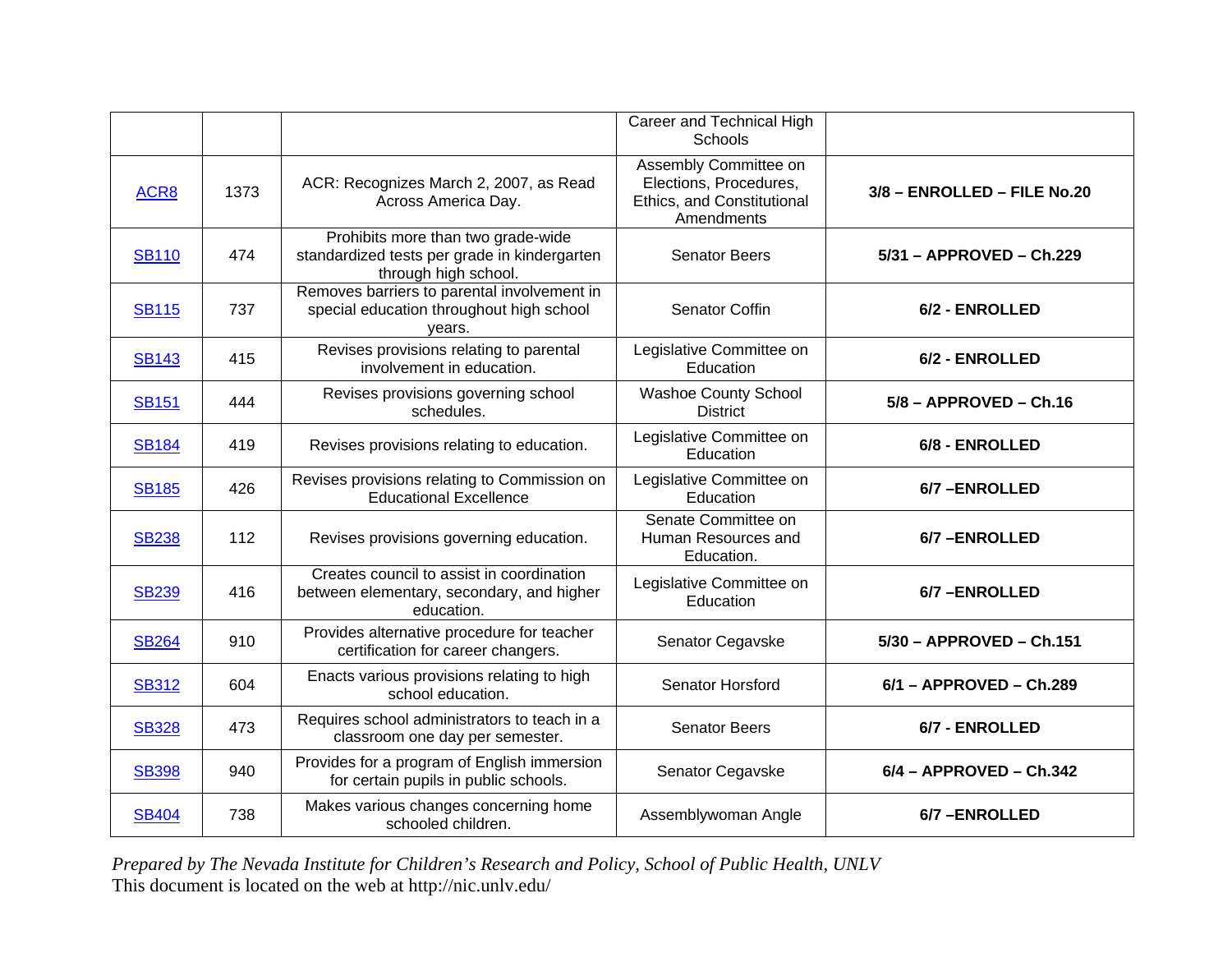| | | | Career and Technical High Schools | |
|---|---|---|---|---|
| ACR8 | 1373 | ACR: Recognizes March 2, 2007, as Read Across America Day. | Assembly Committee on Elections, Procedures, Ethics, and Constitutional Amendments | **3/8 – ENROLLED – FILE No.20** |
| SB110 | 474 | Prohibits more than two grade-wide standardized tests per grade in kindergarten through high school. | Senator Beers | **5/31 – APPROVED – Ch.229** |
| SB115 | 737 | Removes barriers to parental involvement in special education throughout high school years. | Senator Coffin | **6/2 - ENROLLED** |
| SB143 | 415 | Revises provisions relating to parental involvement in education. | Legislative Committee on Education | **6/2 - ENROLLED** |
| SB151 | 444 | Revises provisions governing school schedules. | Washoe County School District | **5/8 – APPROVED – Ch.16** |
| SB184 | 419 | Revises provisions relating to education. | Legislative Committee on Education | **6/8 - ENROLLED** |
| SB185 | 426 | Revises provisions relating to Commission on Educational Excellence | Legislative Committee on Education | **6/7 –ENROLLED** |
| SB238 | 112 | Revises provisions governing education. | Senate Committee on Human Resources and Education. | **6/7 –ENROLLED** |
| SB239 | 416 | Creates council to assist in coordination between elementary, secondary, and higher education. | Legislative Committee on Education | **6/7 –ENROLLED** |
| SB264 | 910 | Provides alternative procedure for teacher certification for career changers. | Senator Cegavske | **5/30 – APPROVED – Ch.151** |
| SB312 | 604 | Enacts various provisions relating to high school education. | Senator Horsford | **6/1 – APPROVED – Ch.289** |
| SB328 | 473 | Requires school administrators to teach in a classroom one day per semester. | Senator Beers | **6/7 - ENROLLED** |
| SB398 | 940 | Provides for a program of English immersion for certain pupils in public schools. | Senator Cegavske | **6/4 – APPROVED – Ch.342** |
| SB404 | 738 | Makes various changes concerning home schooled children. | Assemblywoman Angle | **6/7 –ENROLLED** |

*Prepared by The Nevada Institute for Children's Research and Policy, School of Public Health, UNLV*
This document is located on the web at http://nic.unlv.edu/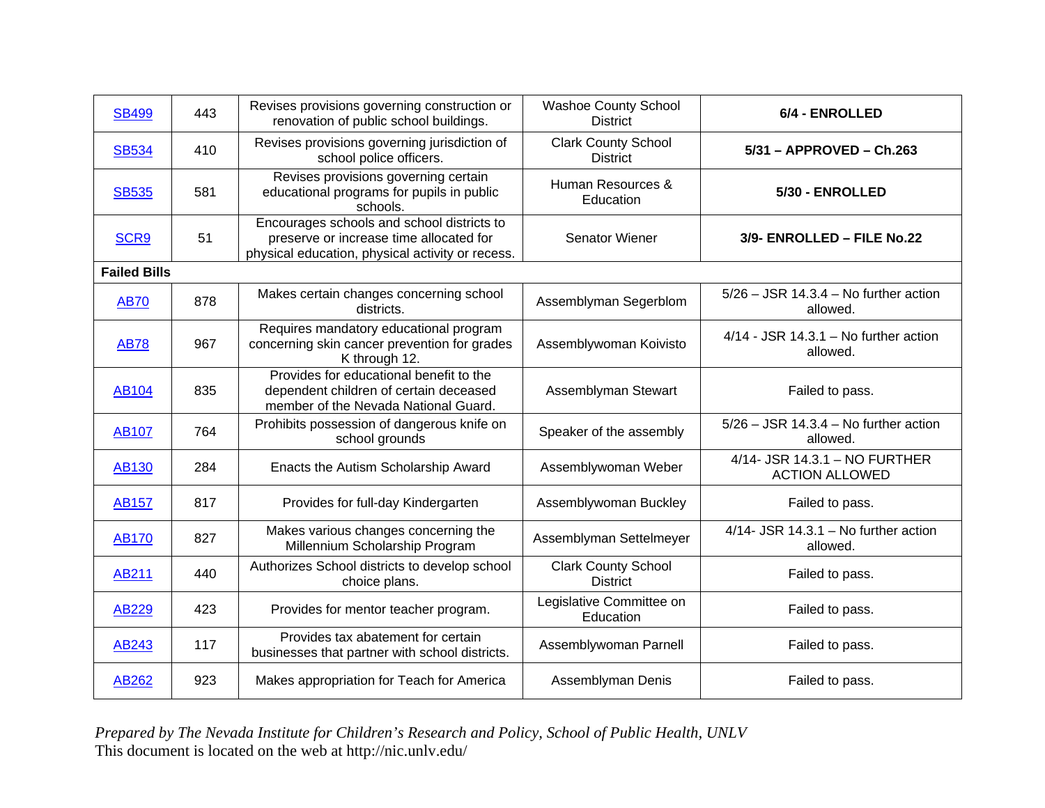| | | | | |
|---|---|---|---|---|
| SB499 | 443 | Revises provisions governing construction or renovation of public school buildings. | Washoe County School District | **6/4 - ENROLLED** |
| SB534 | 410 | Revises provisions governing jurisdiction of school police officers. | Clark County School District | **5/31 – APPROVED – Ch.263** |
| SB535 | 581 | Revises provisions governing certain educational programs for pupils in public schools. | Human Resources & Education | **5/30 - ENROLLED** |
| SCR9 | 51 | Encourages schools and school districts to preserve or increase time allocated for physical education, physical activity or recess. | Senator Wiener | **3/9- ENROLLED – FILE No.22** |
| **Failed Bills** | | | | |
| AB70 | 878 | Makes certain changes concerning school districts. | Assemblyman Segerblom | 5/26 – JSR 14.3.4 – No further action allowed. |
| AB78 | 967 | Requires mandatory educational program concerning skin cancer prevention for grades K through 12. | Assemblywoman Koivisto | 4/14 - JSR 14.3.1 – No further action allowed. |
| AB104 | 835 | Provides for educational benefit to the dependent children of certain deceased member of the Nevada National Guard. | Assemblyman Stewart | Failed to pass. |
| AB107 | 764 | Prohibits possession of dangerous knife on school grounds | Speaker of the assembly | 5/26 – JSR 14.3.4 – No further action allowed. |
| AB130 | 284 | Enacts the Autism Scholarship Award | Assemblywoman Weber | 4/14- JSR 14.3.1 – NO FURTHER ACTION ALLOWED |
| AB157 | 817 | Provides for full-day Kindergarten | Assemblywoman Buckley | Failed to pass. |
| AB170 | 827 | Makes various changes concerning the Millennium Scholarship Program | Assemblyman Settelmeyer | 4/14- JSR 14.3.1 – No further action allowed. |
| AB211 | 440 | Authorizes School districts to develop school choice plans. | Clark County School District | Failed to pass. |
| AB229 | 423 | Provides for mentor teacher program. | Legislative Committee on Education | Failed to pass. |
| AB243 | 117 | Provides tax abatement for certain businesses that partner with school districts. | Assemblywoman Parnell | Failed to pass. |
| AB262 | 923 | Makes appropriation for Teach for America | Assemblyman Denis | Failed to pass. |

*Prepared by The Nevada Institute for Children's Research and Policy, School of Public Health, UNLV*
This document is located on the web at http://nic.unlv.edu/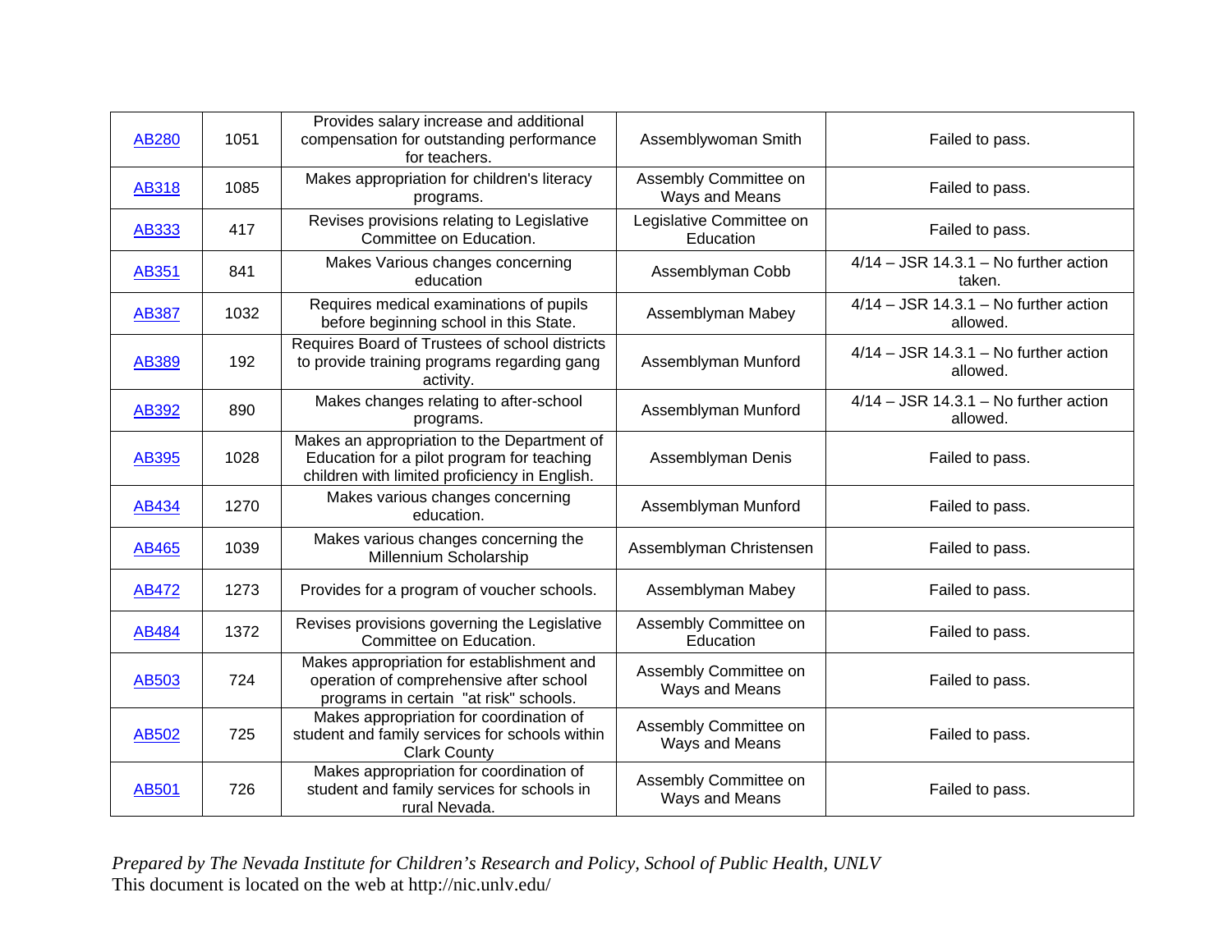| AB280 | 1051 | Provides salary increase and additional compensation for outstanding performance for teachers. | Assemblywoman Smith | Failed to pass. |
|---|---|---|---|---|
| AB318 | 1085 | Makes appropriation for children's literacy programs. | Assembly Committee on Ways and Means | Failed to pass. |
| AB333 | 417 | Revises provisions relating to Legislative Committee on Education. | Legislative Committee on Education | Failed to pass. |
| AB351 | 841 | Makes Various changes concerning education | Assemblyman Cobb | 4/14 – JSR 14.3.1 – No further action taken. |
| AB387 | 1032 | Requires medical examinations of pupils before beginning school in this State. | Assemblyman Mabey | 4/14 – JSR 14.3.1 – No further action allowed. |
| AB389 | 192 | Requires Board of Trustees of school districts to provide training programs regarding gang activity. | Assemblyman Munford | 4/14 – JSR 14.3.1 – No further action allowed. |
| AB392 | 890 | Makes changes relating to after-school programs. | Assemblyman Munford | 4/14 – JSR 14.3.1 – No further action allowed. |
| AB395 | 1028 | Makes an appropriation to the Department of Education for a pilot program for teaching children with limited proficiency in English. | Assemblyman Denis | Failed to pass. |
| AB434 | 1270 | Makes various changes concerning education. | Assemblyman Munford | Failed to pass. |
| AB465 | 1039 | Makes various changes concerning the Millennium Scholarship | Assemblyman Christensen | Failed to pass. |
| AB472 | 1273 | Provides for a program of voucher schools. | Assemblyman Mabey | Failed to pass. |
| AB484 | 1372 | Revises provisions governing the Legislative Committee on Education. | Assembly Committee on Education | Failed to pass. |
| AB503 | 724 | Makes appropriation for establishment and operation of comprehensive after school programs in certain "at risk" schools. | Assembly Committee on Ways and Means | Failed to pass. |
| AB502 | 725 | Makes appropriation for coordination of student and family services for schools within Clark County | Assembly Committee on Ways and Means | Failed to pass. |
| AB501 | 726 | Makes appropriation for coordination of student and family services for schools in rural Nevada. | Assembly Committee on Ways and Means | Failed to pass. |

*Prepared by The Nevada Institute for Children's Research and Policy, School of Public Health, UNLV*
This document is located on the web at http://nic.unlv.edu/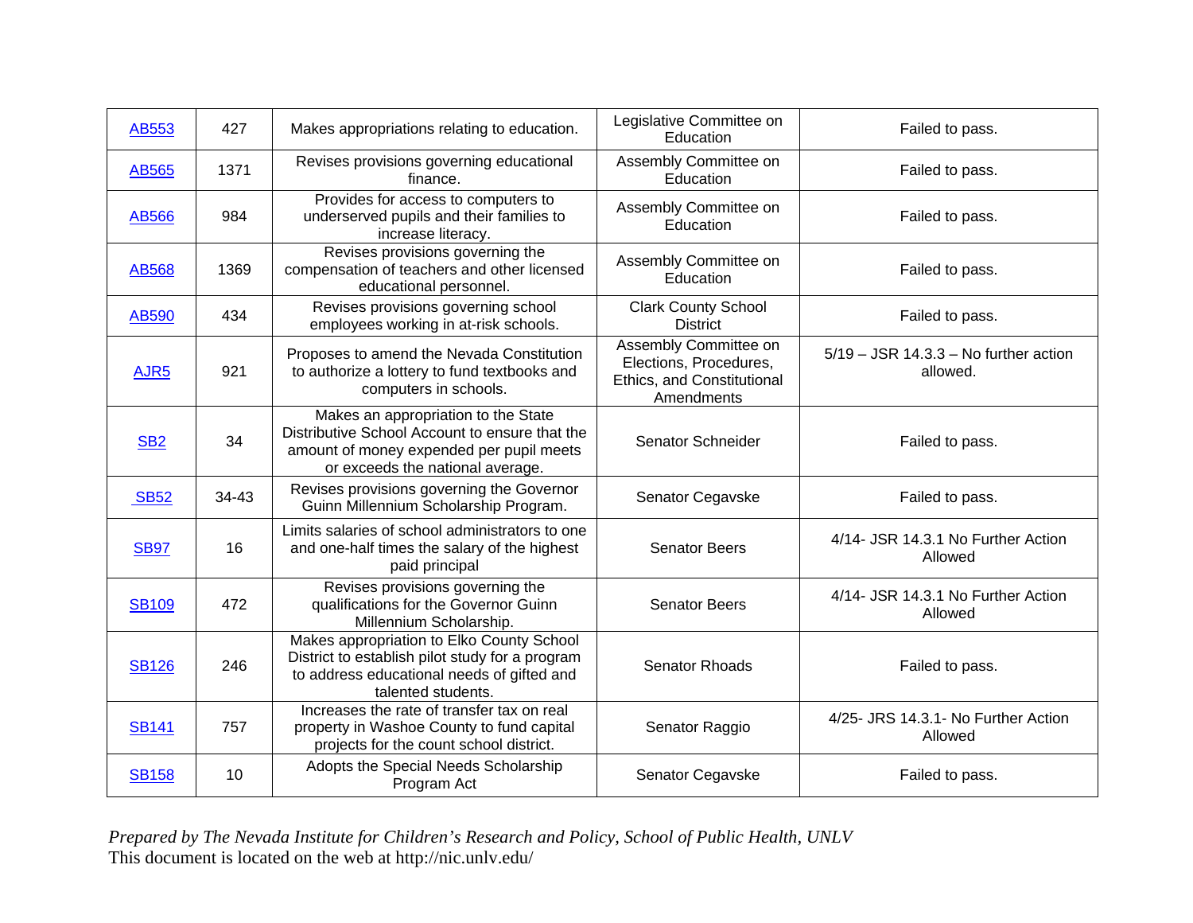| AB553 | 427 | Makes appropriations relating to education. | Legislative Committee on Education | Failed to pass. |
|---|---|---|---|---|
| AB565 | 1371 | Revises provisions governing educational finance. | Assembly Committee on Education | Failed to pass. |
| AB566 | 984 | Provides for access to computers to underserved pupils and their families to increase literacy. | Assembly Committee on Education | Failed to pass. |
| AB568 | 1369 | Revises provisions governing the compensation of teachers and other licensed educational personnel. | Assembly Committee on Education | Failed to pass. |
| AB590 | 434 | Revises provisions governing school employees working in at-risk schools. | Clark County School District | Failed to pass. |
| AJR5 | 921 | Proposes to amend the Nevada Constitution to authorize a lottery to fund textbooks and computers in schools. | Assembly Committee on Elections, Procedures, Ethics, and Constitutional Amendments | 5/19 – JSR 14.3.3 – No further action allowed. |
| SB2 | 34 | Makes an appropriation to the State Distributive School Account to ensure that the amount of money expended per pupil meets or exceeds the national average. | Senator Schneider | Failed to pass. |
| SB52 | 34-43 | Revises provisions governing the Governor Guinn Millennium Scholarship Program. | Senator Cegavske | Failed to pass. |
| SB97 | 16 | Limits salaries of school administrators to one and one-half times the salary of the highest paid principal | Senator Beers | 4/14- JSR 14.3.1 No Further Action Allowed |
| SB109 | 472 | Revises provisions governing the qualifications for the Governor Guinn Millennium Scholarship. | Senator Beers | 4/14- JSR 14.3.1 No Further Action Allowed |
| SB126 | 246 | Makes appropriation to Elko County School District to establish pilot study for a program to address educational needs of gifted and talented students. | Senator Rhoads | Failed to pass. |
| SB141 | 757 | Increases the rate of transfer tax on real property in Washoe County to fund capital projects for the count school district. | Senator Raggio | 4/25- JRS 14.3.1- No Further Action Allowed |
| SB158 | 10 | Adopts the Special Needs Scholarship Program Act | Senator Cegavske | Failed to pass. |

*Prepared by The Nevada Institute for Children's Research and Policy, School of Public Health, UNLV*
This document is located on the web at http://nic.unlv.edu/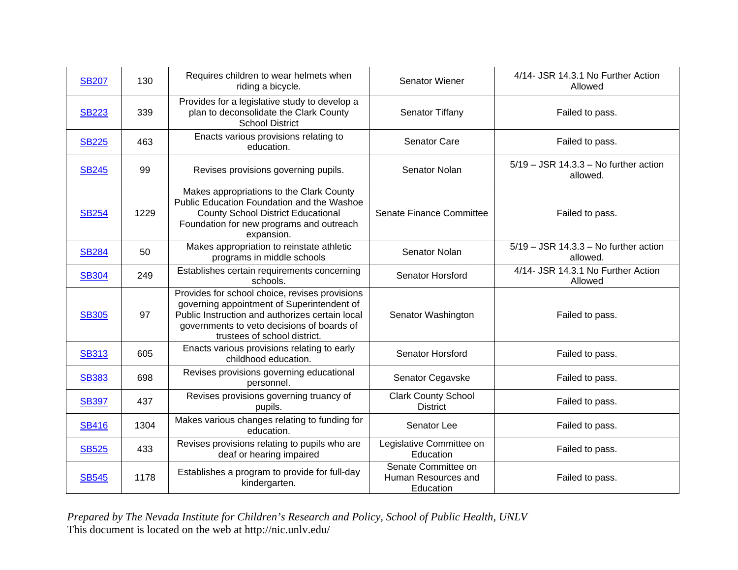| | | | | |
|---|---|---|---|---|
| SB207 | 130 | Requires children to wear helmets when riding a bicycle. | Senator Wiener | 4/14- JSR 14.3.1 No Further Action Allowed |
| SB223 | 339 | Provides for a legislative study to develop a plan to deconsolidate the Clark County School District | Senator Tiffany | Failed to pass. |
| SB225 | 463 | Enacts various provisions relating to education. | Senator Care | Failed to pass. |
| SB245 | 99 | Revises provisions governing pupils. | Senator Nolan | 5/19 – JSR 14.3.3 – No further action allowed. |
| SB254 | 1229 | Makes appropriations to the Clark County Public Education Foundation and the Washoe County School District Educational Foundation for new programs and outreach expansion. | Senate Finance Committee | Failed to pass. |
| SB284 | 50 | Makes appropriation to reinstate athletic programs in middle schools | Senator Nolan | 5/19 – JSR 14.3.3 – No further action allowed. |
| SB304 | 249 | Establishes certain requirements concerning schools. | Senator Horsford | 4/14- JSR 14.3.1 No Further Action Allowed |
| SB305 | 97 | Provides for school choice, revises provisions governing appointment of Superintendent of Public Instruction and authorizes certain local governments to veto decisions of boards of trustees of school district. | Senator Washington | Failed to pass. |
| SB313 | 605 | Enacts various provisions relating to early childhood education. | Senator Horsford | Failed to pass. |
| SB383 | 698 | Revises provisions governing educational personnel. | Senator Cegavske | Failed to pass. |
| SB397 | 437 | Revises provisions governing truancy of pupils. | Clark County School District | Failed to pass. |
| SB416 | 1304 | Makes various changes relating to funding for education. | Senator Lee | Failed to pass. |
| SB525 | 433 | Revises provisions relating to pupils who are deaf or hearing impaired | Legislative Committee on Education | Failed to pass. |
| SB545 | 1178 | Establishes a program to provide for full-day kindergarten. | Senate Committee on Human Resources and Education | Failed to pass. |

*Prepared by The Nevada Institute for Children's Research and Policy, School of Public Health, UNLV*
This document is located on the web at http://nic.unlv.edu/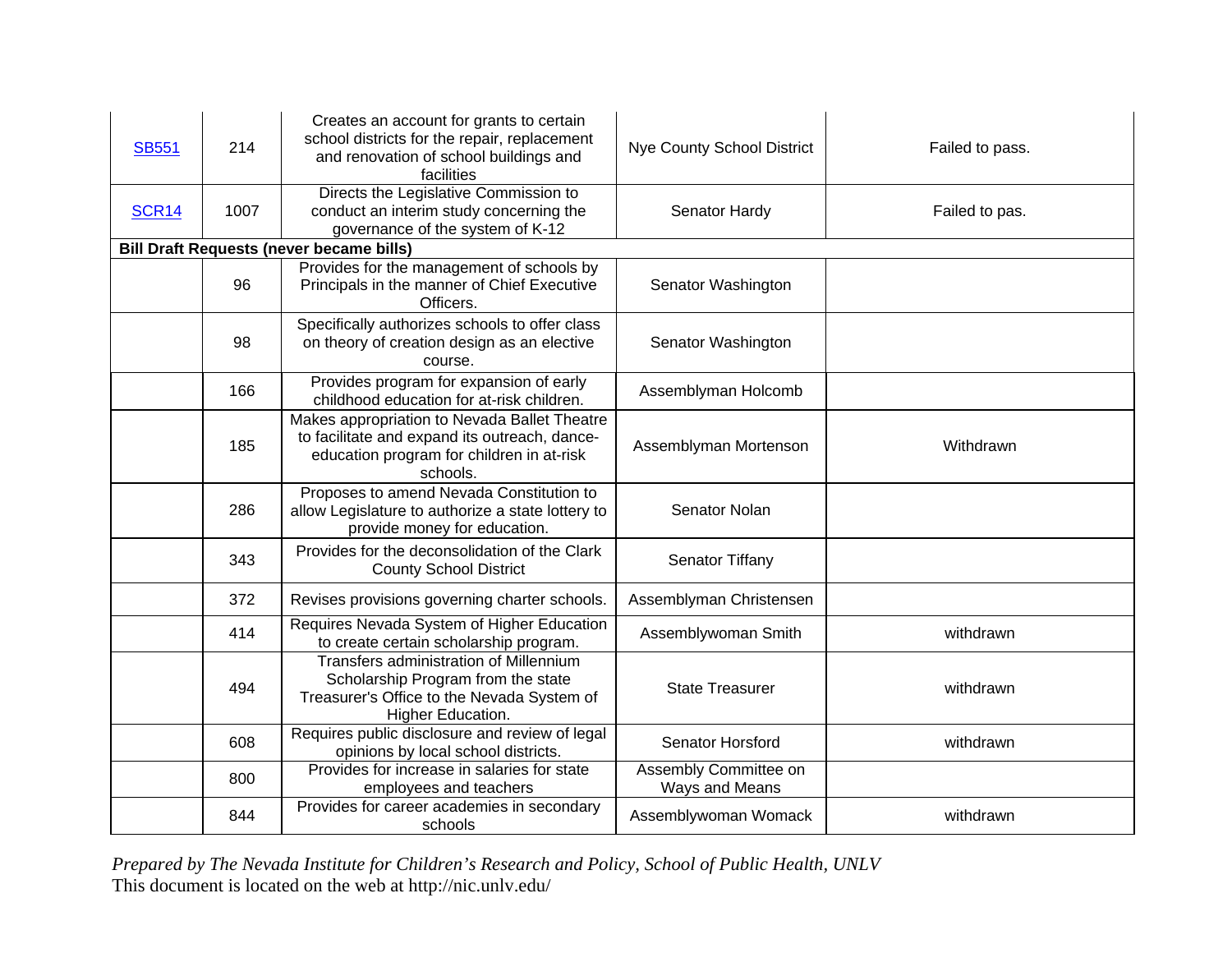| | | | | |
|---|---|---|---|---|
| SB551 | 214 | Creates an account for grants to certain school districts for the repair, replacement and renovation of school buildings and facilities | Nye County School District | Failed to pass. |
| SCR14 | 1007 | Directs the Legislative Commission to conduct an interim study concerning the governance of the system of K-12 | Senator Hardy | Failed to pas. |
| **Bill Draft Requests (never became bills)** | | | | |
| | 96 | Provides for the management of schools by Principals in the manner of Chief Executive Officers. | Senator Washington | |
| | 98 | Specifically authorizes schools to offer class on theory of creation design as an elective course. | Senator Washington | |
| | 166 | Provides program for expansion of early childhood education for at-risk children. | Assemblyman Holcomb | |
| | 185 | Makes appropriation to Nevada Ballet Theatre to facilitate and expand its outreach, dance-education program for children in at-risk schools. | Assemblyman Mortenson | Withdrawn |
| | 286 | Proposes to amend Nevada Constitution to allow Legislature to authorize a state lottery to provide money for education. | Senator Nolan | |
| | 343 | Provides for the deconsolidation of the Clark County School District | Senator Tiffany | |
| | 372 | Revises provisions governing charter schools. | Assemblyman Christensen | |
| | 414 | Requires Nevada System of Higher Education to create certain scholarship program. | Assemblywoman Smith | withdrawn |
| | 494 | Transfers administration of Millennium Scholarship Program from the state Treasurer's Office to the Nevada System of Higher Education. | State Treasurer | withdrawn |
| | 608 | Requires public disclosure and review of legal opinions by local school districts. | Senator Horsford | withdrawn |
| | 800 | Provides for increase in salaries for state employees and teachers | Assembly Committee on Ways and Means | |
| | 844 | Provides for career academies in secondary schools | Assemblywoman Womack | withdrawn |

*Prepared by The Nevada Institute for Children's Research and Policy, School of Public Health, UNLV*
This document is located on the web at http://nic.unlv.edu/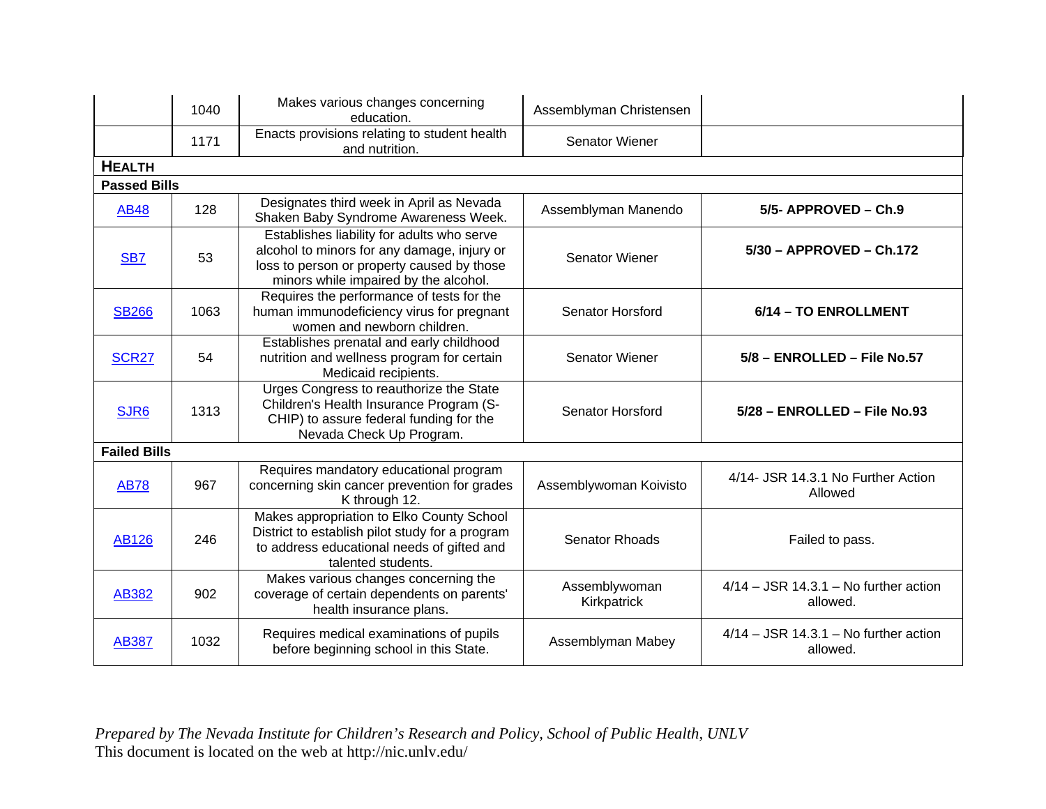|  |  |  |  |  |
|---|---|---|---|---|
|  | 1040 | Makes various changes concerning education. | Assemblyman Christensen |  |
|  | 1171 | Enacts provisions relating to student health and nutrition. | Senator Wiener |  |
| **HEALTH** |  |  |  |  |
| **Passed Bills** |  |  |  |  |
| AB48 | 128 | Designates third week in April as Nevada Shaken Baby Syndrome Awareness Week. | Assemblyman Manendo | **5/5- APPROVED – Ch.9** |
| SB7 | 53 | Establishes liability for adults who serve alcohol to minors for any damage, injury or loss to person or property caused by those minors while impaired by the alcohol. | Senator Wiener | **5/30 – APPROVED – Ch.172** |
| SB266 | 1063 | Requires the performance of tests for the human immunodeficiency virus for pregnant women and newborn children. | Senator Horsford | **6/14 – TO ENROLLMENT** |
| SCR27 | 54 | Establishes prenatal and early childhood nutrition and wellness program for certain Medicaid recipients. | Senator Wiener | **5/8 – ENROLLED – File No.57** |
| SJR6 | 1313 | Urges Congress to reauthorize the State Children's Health Insurance Program (S-CHIP) to assure federal funding for the Nevada Check Up Program. | Senator Horsford | **5/28 – ENROLLED – File No.93** |
| **Failed Bills** |  |  |  |  |
| AB78 | 967 | Requires mandatory educational program concerning skin cancer prevention for grades K through 12. | Assemblywoman Koivisto | 4/14- JSR 14.3.1 No Further Action Allowed |
| AB126 | 246 | Makes appropriation to Elko County School District to establish pilot study for a program to address educational needs of gifted and talented students. | Senator Rhoads | Failed to pass. |
| AB382 | 902 | Makes various changes concerning the coverage of certain dependents on parents' health insurance plans. | Assemblywoman Kirkpatrick | 4/14 – JSR 14.3.1 – No further action allowed. |
| AB387 | 1032 | Requires medical examinations of pupils before beginning school in this State. | Assemblyman Mabey | 4/14 – JSR 14.3.1 – No further action allowed. |

*Prepared by The Nevada Institute for Children's Research and Policy, School of Public Health, UNLV*
This document is located on the web at http://nic.unlv.edu/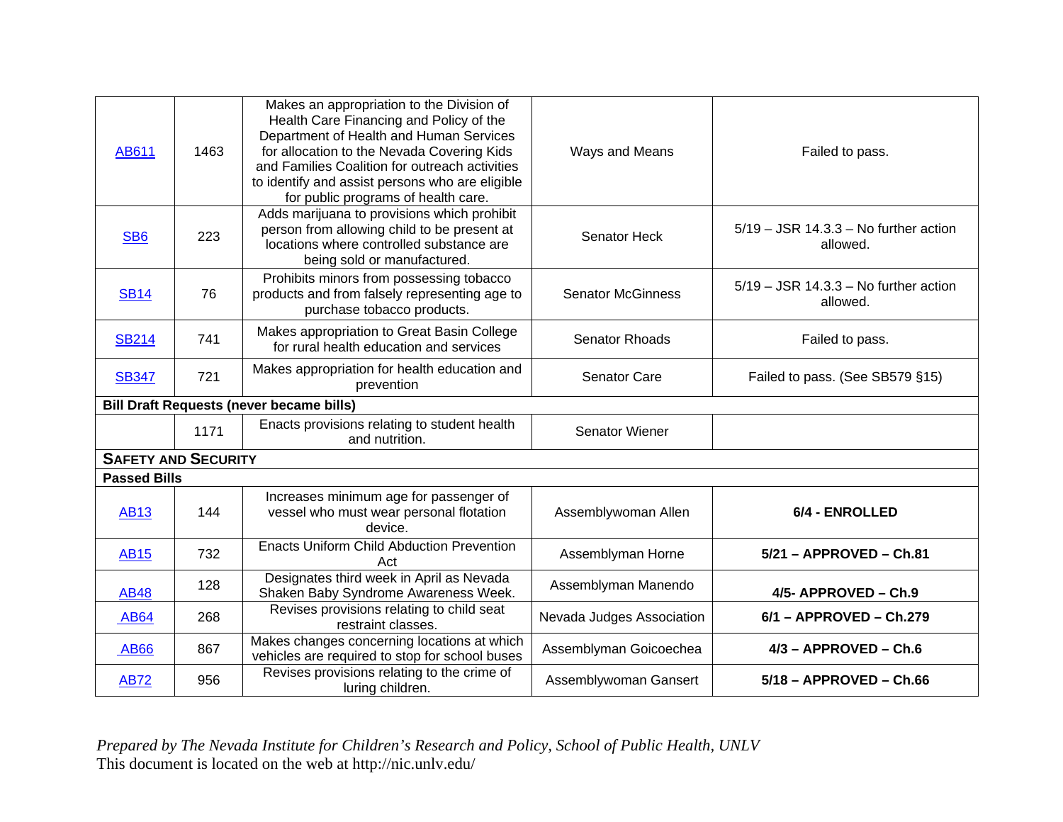| | | | | |
|---|---|---|---|---|
| AB611 | 1463 | Makes an appropriation to the Division of Health Care Financing and Policy of the Department of Health and Human Services for allocation to the Nevada Covering Kids and Families Coalition for outreach activities to identify and assist persons who are eligible for public programs of health care. | Ways and Means | Failed to pass. |
| SB6 | 223 | Adds marijuana to provisions which prohibit person from allowing child to be present at locations where controlled substance are being sold or manufactured. | Senator Heck | 5/19 – JSR 14.3.3 – No further action allowed. |
| SB14 | 76 | Prohibits minors from possessing tobacco products and from falsely representing age to purchase tobacco products. | Senator McGinness | 5/19 – JSR 14.3.3 – No further action allowed. |
| SB214 | 741 | Makes appropriation to Great Basin College for rural health education and services | Senator Rhoads | Failed to pass. |
| SB347 | 721 | Makes appropriation for health education and prevention | Senator Care | Failed to pass. (See SB579 §15) |
| **Bill Draft Requests (never became bills)** | | | | |
| | 1171 | Enacts provisions relating to student health and nutrition. | Senator Wiener | |
| **SAFETY AND SECURITY** | | | | |
| **Passed Bills** | | | | |
| AB13 | 144 | Increases minimum age for passenger of vessel who must wear personal flotation device. | Assemblywoman Allen | **6/4 - ENROLLED** |
| AB15 | 732 | Enacts Uniform Child Abduction Prevention Act | Assemblyman Horne | **5/21 – APPROVED – Ch.81** |
| AB48 | 128 | Designates third week in April as Nevada Shaken Baby Syndrome Awareness Week. | Assemblyman Manendo | **4/5- APPROVED – Ch.9** |
| AB64 | 268 | Revises provisions relating to child seat restraint classes. | Nevada Judges Association | **6/1 – APPROVED – Ch.279** |
| AB66 | 867 | Makes changes concerning locations at which vehicles are required to stop for school buses | Assemblyman Goicoechea | **4/3 – APPROVED – Ch.6** |
| AB72 | 956 | Revises provisions relating to the crime of luring children. | Assemblywoman Gansert | **5/18 – APPROVED – Ch.66** |

*Prepared by The Nevada Institute for Children's Research and Policy, School of Public Health, UNLV*
This document is located on the web at http://nic.unlv.edu/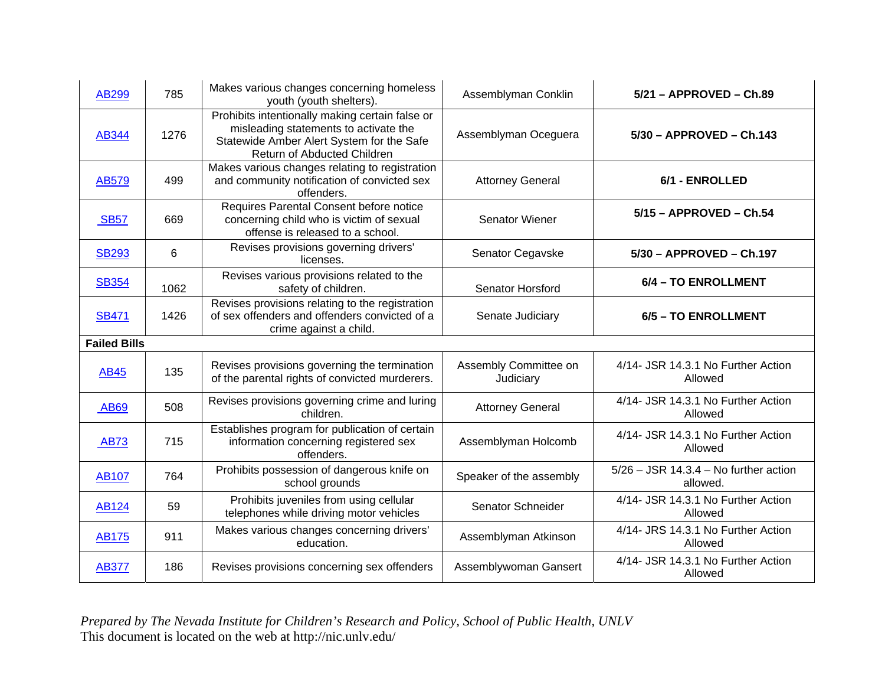| | | | | |
|---|---|---|---|---|
| AB299 | 785 | Makes various changes concerning homeless youth (youth shelters). | Assemblyman Conklin | **5/21 – APPROVED – Ch.89** |
| AB344 | 1276 | Prohibits intentionally making certain false or misleading statements to activate the Statewide Amber Alert System for the Safe Return of Abducted Children | Assemblyman Oceguera | **5/30 – APPROVED – Ch.143** |
| AB579 | 499 | Makes various changes relating to registration and community notification of convicted sex offenders. | Attorney General | **6/1 - ENROLLED** |
| SB57 | 669 | Requires Parental Consent before notice concerning child who is victim of sexual offense is released to a school. | Senator Wiener | **5/15 – APPROVED – Ch.54** |
| SB293 | 6 | Revises provisions governing drivers' licenses. | Senator Cegavske | **5/30 – APPROVED – Ch.197** |
| SB354 | 1062 | Revises various provisions related to the safety of children. | Senator Horsford | **6/4 – TO ENROLLMENT** |
| SB471 | 1426 | Revises provisions relating to the registration of sex offenders and offenders convicted of a crime against a child. | Senate Judiciary | **6/5 – TO ENROLLMENT** |
| **Failed Bills** | | | | |
| AB45 | 135 | Revises provisions governing the termination of the parental rights of convicted murderers. | Assembly Committee on Judiciary | 4/14- JSR 14.3.1 No Further Action Allowed |
| AB69 | 508 | Revises provisions governing crime and luring children. | Attorney General | 4/14- JSR 14.3.1 No Further Action Allowed |
| AB73 | 715 | Establishes program for publication of certain information concerning registered sex offenders. | Assemblyman Holcomb | 4/14- JSR 14.3.1 No Further Action Allowed |
| AB107 | 764 | Prohibits possession of dangerous knife on school grounds | Speaker of the assembly | 5/26 – JSR 14.3.4 – No further action allowed. |
| AB124 | 59 | Prohibits juveniles from using cellular telephones while driving motor vehicles | Senator Schneider | 4/14- JSR 14.3.1 No Further Action Allowed |
| AB175 | 911 | Makes various changes concerning drivers' education. | Assemblyman Atkinson | 4/14- JRS 14.3.1 No Further Action Allowed |
| AB377 | 186 | Revises provisions concerning sex offenders | Assemblywoman Gansert | 4/14- JSR 14.3.1 No Further Action Allowed |

*Prepared by The Nevada Institute for Children's Research and Policy, School of Public Health, UNLV*
This document is located on the web at http://nic.unlv.edu/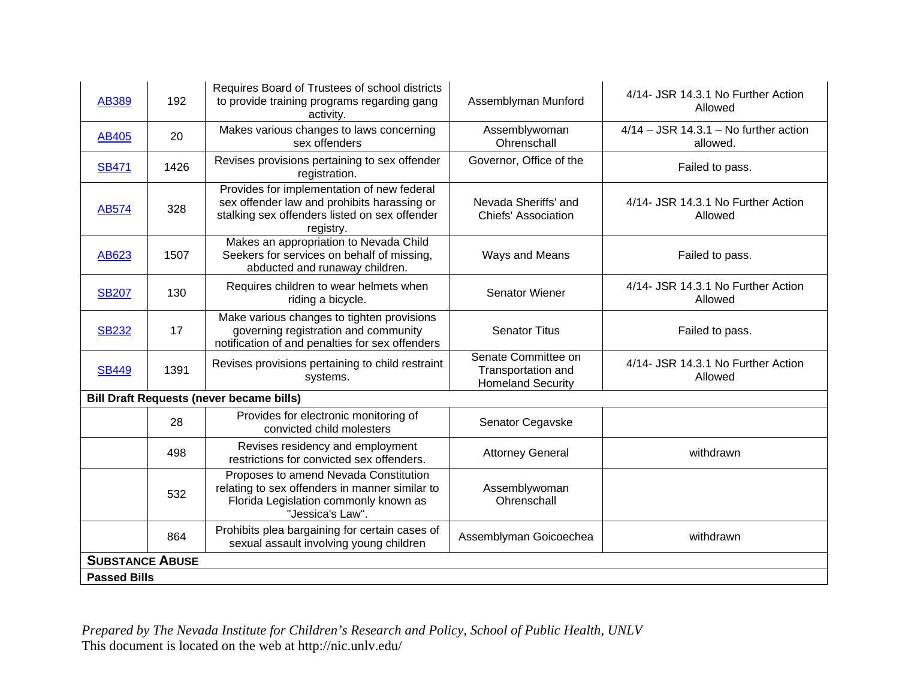| | | | | |
|---|---|---|---|---|
| AB389 | 192 | Requires Board of Trustees of school districts to provide training programs regarding gang activity. | Assemblyman Munford | 4/14- JSR 14.3.1 No Further Action Allowed |
| AB405 | 20 | Makes various changes to laws concerning sex offenders | Assemblywoman Ohrenschall | 4/14 – JSR 14.3.1 – No further action allowed. |
| SB471 | 1426 | Revises provisions pertaining to sex offender registration. | Governor, Office of the | Failed to pass. |
| AB574 | 328 | Provides for implementation of new federal sex offender law and prohibits harassing or stalking sex offenders listed on sex offender registry. | Nevada Sheriffs' and Chiefs' Association | 4/14- JSR 14.3.1 No Further Action Allowed |
| AB623 | 1507 | Makes an appropriation to Nevada Child Seekers for services on behalf of missing, abducted and runaway children. | Ways and Means | Failed to pass. |
| SB207 | 130 | Requires children to wear helmets when riding a bicycle. | Senator Wiener | 4/14- JSR 14.3.1 No Further Action Allowed |
| SB232 | 17 | Make various changes to tighten provisions governing registration and community notification of and penalties for sex offenders | Senator Titus | Failed to pass. |
| SB449 | 1391 | Revises provisions pertaining to child restraint systems. | Senate Committee on Transportation and Homeland Security | 4/14- JSR 14.3.1 No Further Action Allowed |
| **Bill Draft Requests (never became bills)** | | | | |
| | 28 | Provides for electronic monitoring of convicted child molesters | Senator Cegavske | |
| | 498 | Revises residency and employment restrictions for convicted sex offenders. | Attorney General | withdrawn |
| | 532 | Proposes to amend Nevada Constitution relating to sex offenders in manner similar to Florida Legislation commonly known as "Jessica's Law". | Assemblywoman Ohrenschall | |
| | 864 | Prohibits plea bargaining for certain cases of sexual assault involving young children | Assemblyman Goicoechea | withdrawn |
| **SUBSTANCE ABUSE** | | | | |
| **Passed Bills** | | | | |

*Prepared by The Nevada Institute for Children's Research and Policy, School of Public Health, UNLV*
This document is located on the web at http://nic.unlv.edu/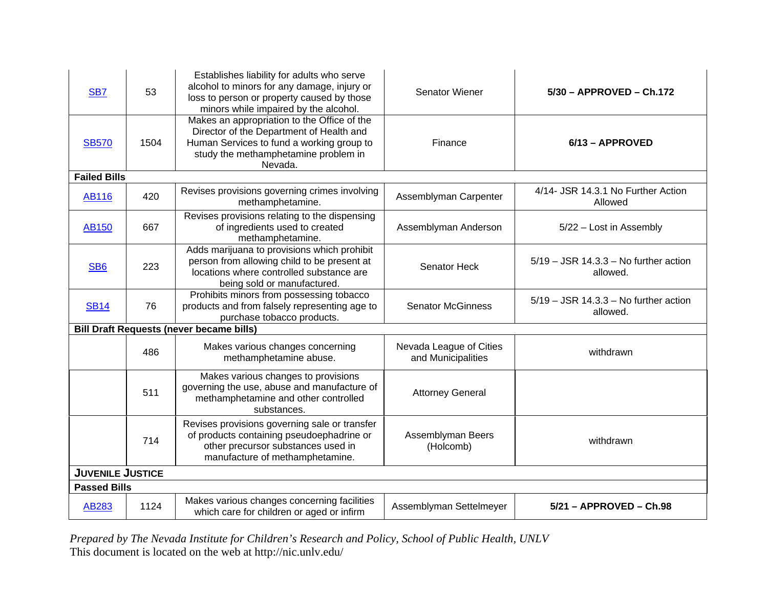| | | | | |
|---|---|---|---|---|
| SB7 | 53 | Establishes liability for adults who serve alcohol to minors for any damage, injury or loss to person or property caused by those minors while impaired by the alcohol. | Senator Wiener | **5/30 – APPROVED – Ch.172** |
| SB570 | 1504 | Makes an appropriation to the Office of the Director of the Department of Health and Human Services to fund a working group to study the methamphetamine problem in Nevada. | Finance | **6/13 – APPROVED** |
| **Failed Bills** | | | | |
| AB116 | 420 | Revises provisions governing crimes involving methamphetamine. | Assemblyman Carpenter | 4/14- JSR 14.3.1 No Further Action Allowed |
| AB150 | 667 | Revises provisions relating to the dispensing of ingredients used to created methamphetamine. | Assemblyman Anderson | 5/22 – Lost in Assembly |
| SB6 | 223 | Adds marijuana to provisions which prohibit person from allowing child to be present at locations where controlled substance are being sold or manufactured. | Senator Heck | 5/19 – JSR 14.3.3 – No further action allowed. |
| SB14 | 76 | Prohibits minors from possessing tobacco products and from falsely representing age to purchase tobacco products. | Senator McGinness | 5/19 – JSR 14.3.3 – No further action allowed. |
| **Bill Draft Requests (never became bills)** | | | | |
| | 486 | Makes various changes concerning methamphetamine abuse. | Nevada League of Cities and Municipalities | withdrawn |
| | 511 | Makes various changes to provisions governing the use, abuse and manufacture of methamphetamine and other controlled substances. | Attorney General | |
| | 714 | Revises provisions governing sale or transfer of products containing pseudoephadrine or other precursor substances used in manufacture of methamphetamine. | Assemblyman Beers (Holcomb) | withdrawn |
| **JUVENILE JUSTICE** | | | | |
| **Passed Bills** | | | | |
| AB283 | 1124 | Makes various changes concerning facilities which care for children or aged or infirm | Assemblyman Settelmeyer | **5/21 – APPROVED – Ch.98** |

*Prepared by The Nevada Institute for Children's Research and Policy, School of Public Health, UNLV*
This document is located on the web at http://nic.unlv.edu/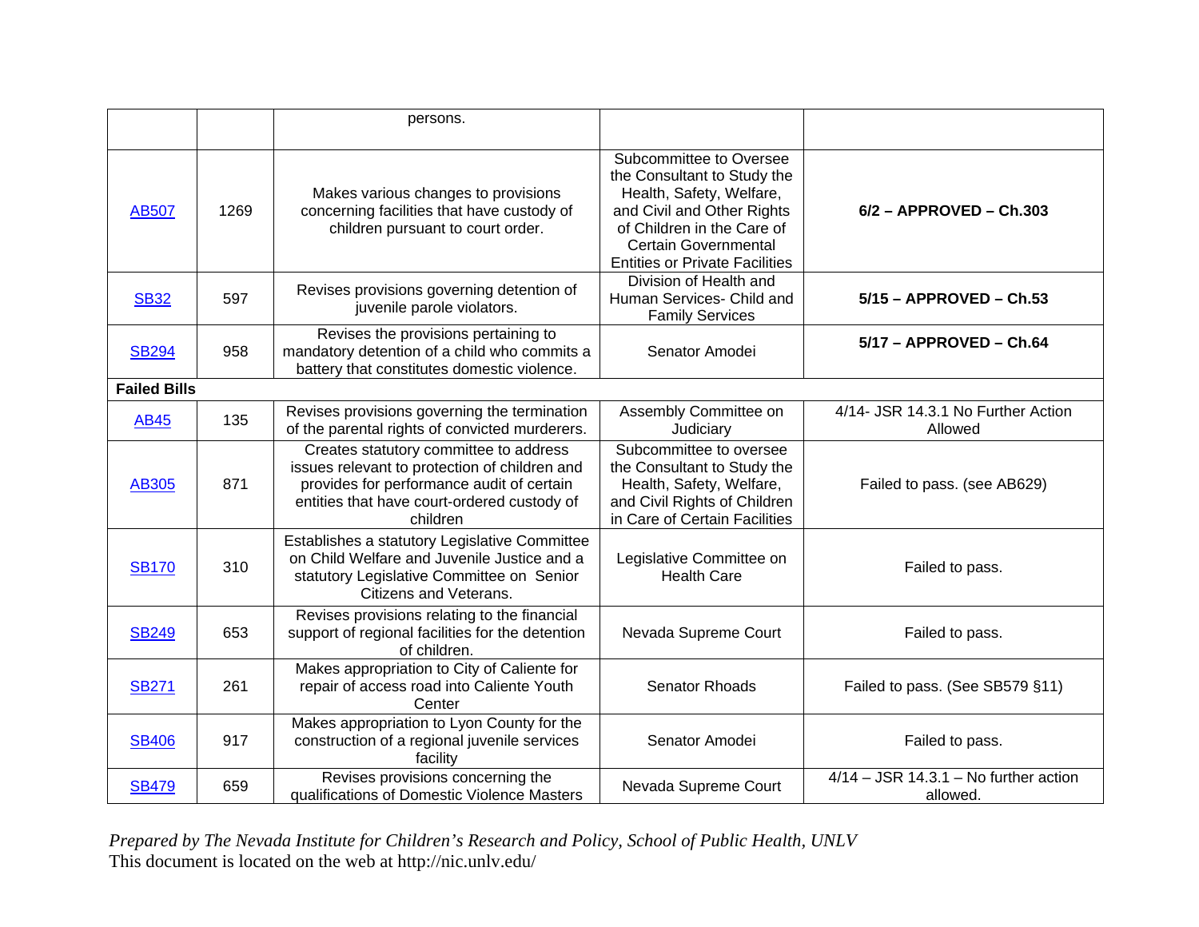| | | | | |
|---|---|---|---|---|
| | | persons. | | |
| AB507 | 1269 | Makes various changes to provisions concerning facilities that have custody of children pursuant to court order. | Subcommittee to Oversee the Consultant to Study the Health, Safety, Welfare, and Civil and Other Rights of Children in the Care of Certain Governmental Entities or Private Facilities | **6/2 – APPROVED – Ch.303** |
| SB32 | 597 | Revises provisions governing detention of juvenile parole violators. | Division of Health and Human Services- Child and Family Services | **5/15 – APPROVED – Ch.53** |
| SB294 | 958 | Revises the provisions pertaining to mandatory detention of a child who commits a battery that constitutes domestic violence. | Senator Amodei | **5/17 – APPROVED – Ch.64** |
| **Failed Bills** | | | | |
| AB45 | 135 | Revises provisions governing the termination of the parental rights of convicted murderers. | Assembly Committee on Judiciary | 4/14- JSR 14.3.1 No Further Action Allowed |
| AB305 | 871 | Creates statutory committee to address issues relevant to protection of children and provides for performance audit of certain entities that have court-ordered custody of children | Subcommittee to oversee the Consultant to Study the Health, Safety, Welfare, and Civil Rights of Children in Care of Certain Facilities | Failed to pass. (see AB629) |
| SB170 | 310 | Establishes a statutory Legislative Committee on Child Welfare and Juvenile Justice and a statutory Legislative Committee on Senior Citizens and Veterans. | Legislative Committee on Health Care | Failed to pass. |
| SB249 | 653 | Revises provisions relating to the financial support of regional facilities for the detention of children. | Nevada Supreme Court | Failed to pass. |
| SB271 | 261 | Makes appropriation to City of Caliente for repair of access road into Caliente Youth Center | Senator Rhoads | Failed to pass. (See SB579 §11) |
| SB406 | 917 | Makes appropriation to Lyon County for the construction of a regional juvenile services facility | Senator Amodei | Failed to pass. |
| SB479 | 659 | Revises provisions concerning the qualifications of Domestic Violence Masters | Nevada Supreme Court | 4/14 – JSR 14.3.1 – No further action allowed. |

*Prepared by The Nevada Institute for Children's Research and Policy, School of Public Health, UNLV*
This document is located on the web at http://nic.unlv.edu/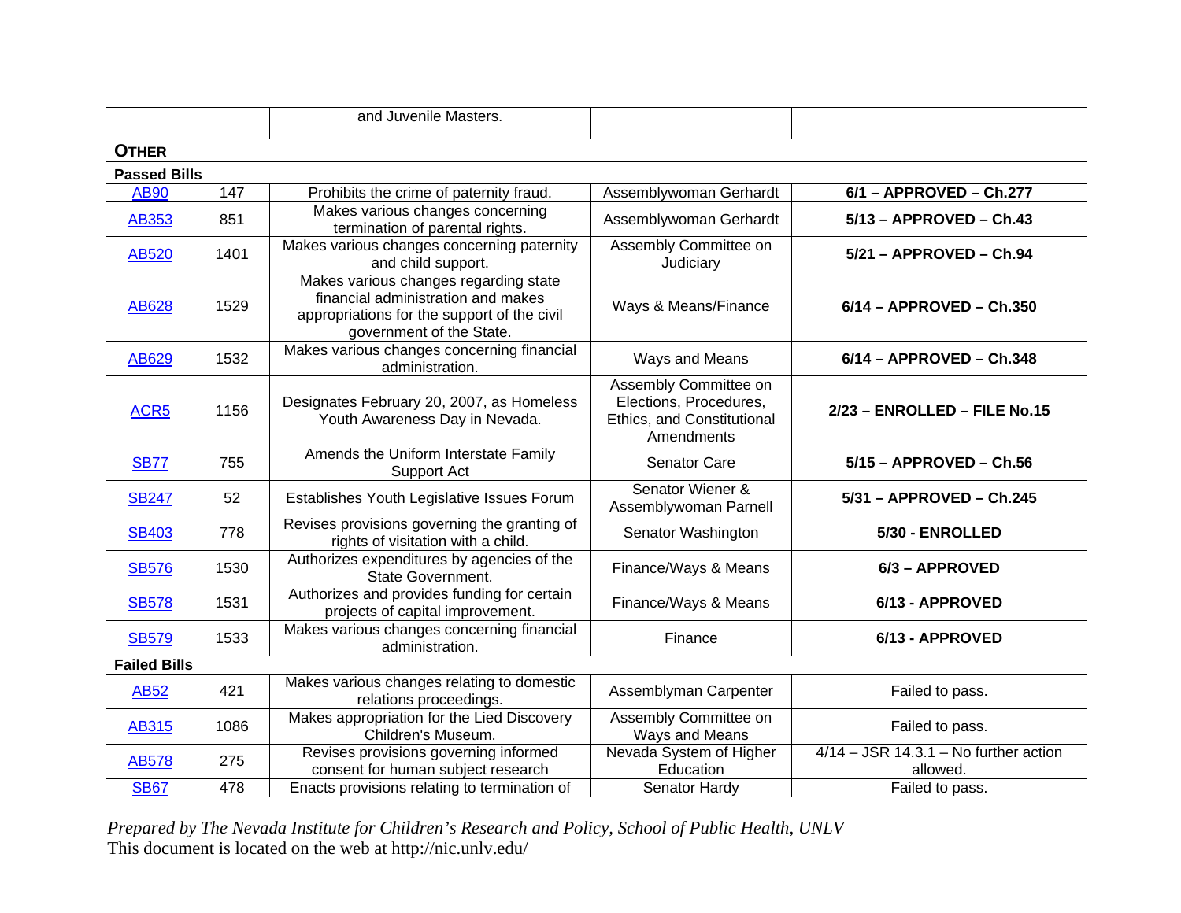| | | | | |
|---|---|---|---|---|
| | | and Juvenile Masters. | | |
| **OTHER** | | | | |
| **Passed Bills** | | | | |
| AB90 | 147 | Prohibits the crime of paternity fraud. | Assemblywoman Gerhardt | **6/1 – APPROVED – Ch.277** |
| AB353 | 851 | Makes various changes concerning termination of parental rights. | Assemblywoman Gerhardt | **5/13 – APPROVED – Ch.43** |
| AB520 | 1401 | Makes various changes concerning paternity and child support. | Assembly Committee on Judiciary | **5/21 – APPROVED – Ch.94** |
| AB628 | 1529 | Makes various changes regarding state financial administration and makes appropriations for the support of the civil government of the State. | Ways & Means/Finance | **6/14 – APPROVED – Ch.350** |
| AB629 | 1532 | Makes various changes concerning financial administration. | Ways and Means | **6/14 – APPROVED – Ch.348** |
| ACR5 | 1156 | Designates February 20, 2007, as Homeless Youth Awareness Day in Nevada. | Assembly Committee on Elections, Procedures, Ethics, and Constitutional Amendments | **2/23 – ENROLLED – FILE No.15** |
| SB77 | 755 | Amends the Uniform Interstate Family Support Act | Senator Care | **5/15 – APPROVED – Ch.56** |
| SB247 | 52 | Establishes Youth Legislative Issues Forum | Senator Wiener & Assemblywoman Parnell | **5/31 – APPROVED – Ch.245** |
| SB403 | 778 | Revises provisions governing the granting of rights of visitation with a child. | Senator Washington | **5/30 - ENROLLED** |
| SB576 | 1530 | Authorizes expenditures by agencies of the State Government. | Finance/Ways & Means | **6/3 – APPROVED** |
| SB578 | 1531 | Authorizes and provides funding for certain projects of capital improvement. | Finance/Ways & Means | **6/13 - APPROVED** |
| SB579 | 1533 | Makes various changes concerning financial administration. | Finance | **6/13 - APPROVED** |
| **Failed Bills** | | | | |
| AB52 | 421 | Makes various changes relating to domestic relations proceedings. | Assemblyman Carpenter | Failed to pass. |
| AB315 | 1086 | Makes appropriation for the Lied Discovery Children's Museum. | Assembly Committee on Ways and Means | Failed to pass. |
| AB578 | 275 | Revises provisions governing informed consent for human subject research | Nevada System of Higher Education | 4/14 – JSR 14.3.1 – No further action allowed. |
| SB67 | 478 | Enacts provisions relating to termination of | Senator Hardy | Failed to pass. |

*Prepared by The Nevada Institute for Children's Research and Policy, School of Public Health, UNLV*
This document is located on the web at http://nic.unlv.edu/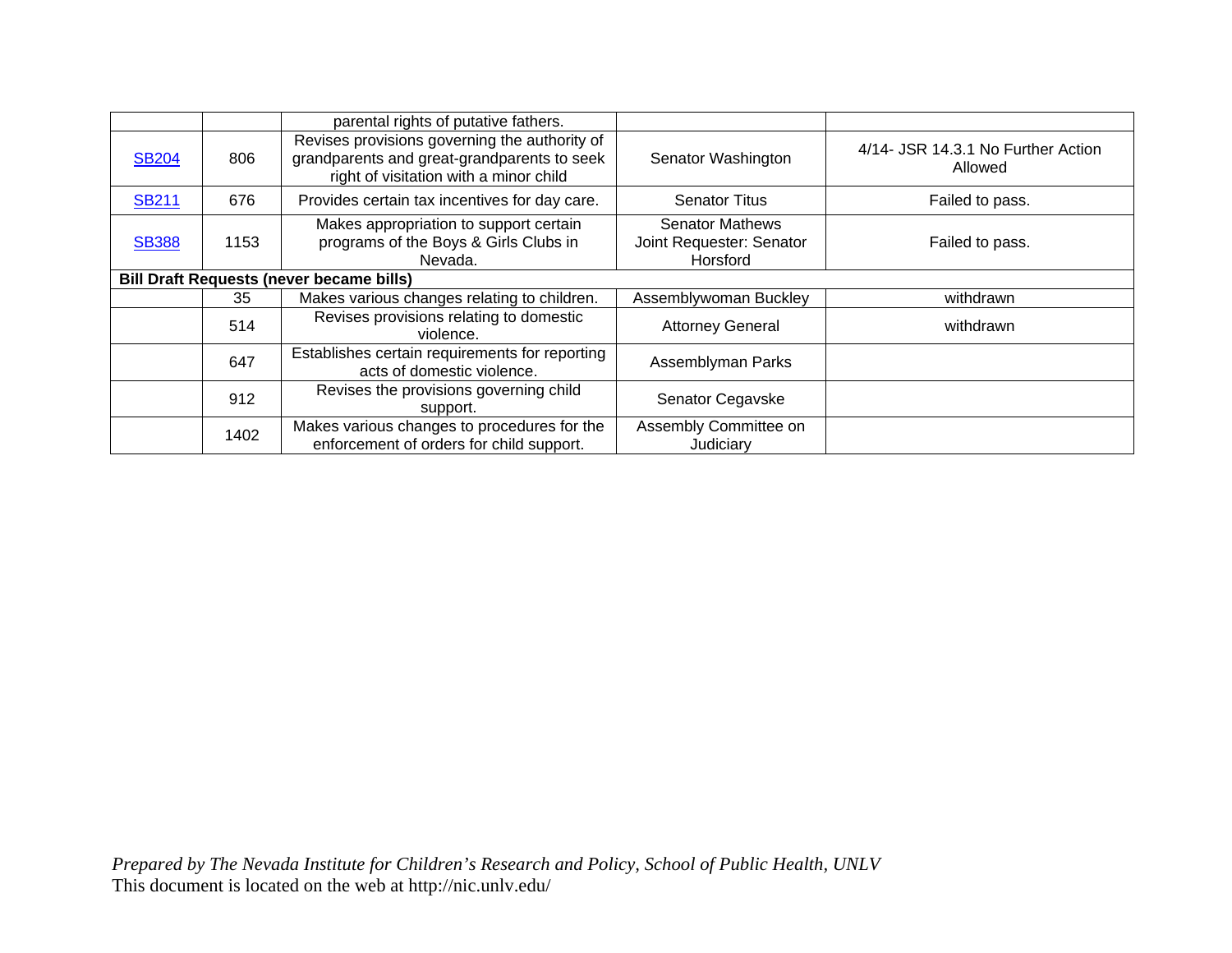| | | | | |
|---|---|---|---|---|
| | | parental rights of putative fathers. | | |
| SB204 | 806 | Revises provisions governing the authority of grandparents and great-grandparents to seek right of visitation with a minor child | Senator Washington | 4/14- JSR 14.3.1 No Further Action Allowed |
| SB211 | 676 | Provides certain tax incentives for day care. | Senator Titus | Failed to pass. |
| SB388 | 1153 | Makes appropriation to support certain programs of the Boys & Girls Clubs in Nevada. | Senator Mathews Joint Requester: Senator Horsford | Failed to pass. |
| **Bill Draft Requests (never became bills)** | | | | |
| | 35 | Makes various changes relating to children. | Assemblywoman Buckley | withdrawn |
| | 514 | Revises provisions relating to domestic violence. | Attorney General | withdrawn |
| | 647 | Establishes certain requirements for reporting acts of domestic violence. | Assemblyman Parks | |
| | 912 | Revises the provisions governing child support. | Senator Cegavske | |
| | 1402 | Makes various changes to procedures for the enforcement of orders for child support. | Assembly Committee on Judiciary | |

*Prepared by The Nevada Institute for Children's Research and Policy, School of Public Health, UNLV*
This document is located on the web at http://nic.unlv.edu/